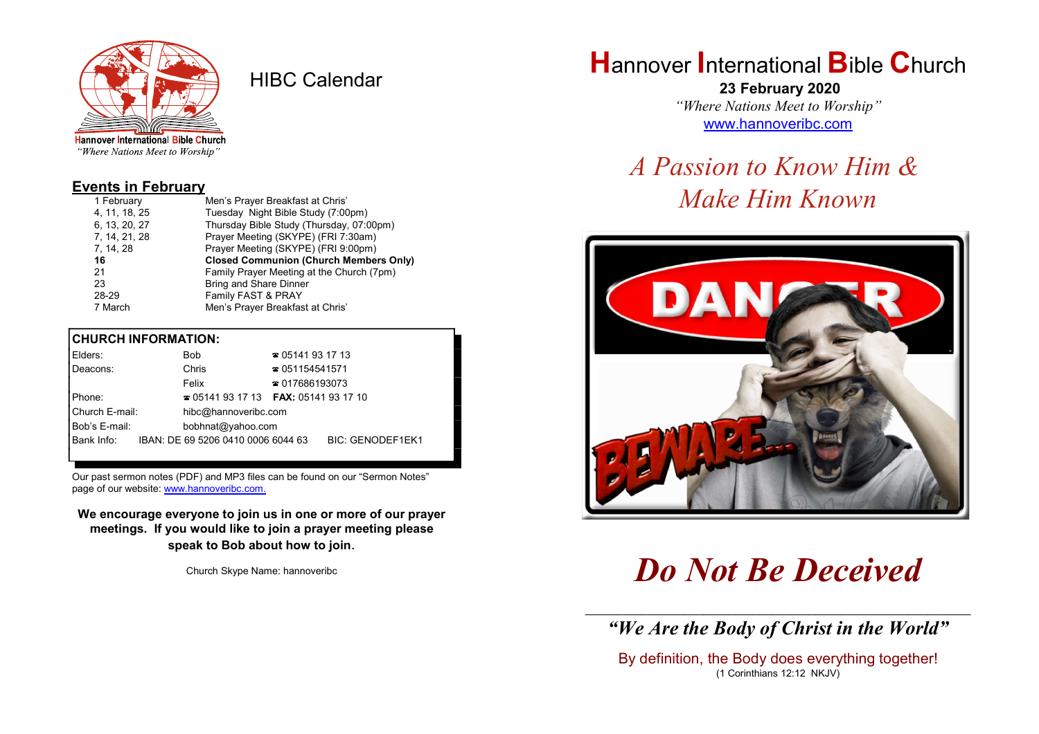Hannover International Bible Church
*"Where Nations Meet to Worship"*

# HIBC Calendar

## Events in February

| | |
|---|---|
| 1 February | Men's Prayer Breakfast at Chris' |
| 4, 11, 18, 25 | Tuesday Night Bible Study (7:00pm) |
| 6, 13, 20, 27 | Thursday Bible Study (Thursday, 07:00pm) |
| 7, 14, 21, 28 | Prayer Meeting (SKYPE) (FRI 7:30am) |
| 7, 14, 28 | Prayer Meeting (SKYPE) (FRI 9:00pm) |
| **16** | **Closed Communion (Church Members Only)** |
| 21 | Family Prayer Meeting at the Church (7pm) |
| 23 | Bring and Share Dinner |
| 28-29 | Family FAST & PRAY |
| 7 March | Men's Prayer Breakfast at Chris' |

## CHURCH INFORMATION:

| | | |
|---|---|---|
| Elders: | Bob | ☎ 05141 93 17 13 |
| Deacons: | Chris | ☎ 051154541571 |
| | Felix | ☎ 017686193073 |
| Phone: | ☎ 05141 93 17 13 | **FAX:** 05141 93 17 10 |
| Church E-mail: | hibc@hannoveribc.com | |
| Bob's E-mail: | bobhnat@yahoo.com | |
| Bank Info: | IBAN: DE 69 5206 0410 0006 6044 63 | BIC: GENODEF1EK1 |

Our past sermon notes (PDF) and MP3 files can be found on our "Sermon Notes" page of our website: www.hannoveribc.com.

**We encourage everyone to join us in one or more of our prayer meetings. If you would like to join a prayer meeting please speak to Bob about how to join.**

Church Skype Name: hannoveribc

# Hannover International Bible Church

**23 February 2020**

*"Where Nations Meet to Worship"*

www.hannoveribc.com

## *A Passion to Know Him & Make Him Known*

# *Do Not Be Deceived*

---

***"We Are the Body of Christ in the World"***

By definition, the Body does everything together!
(1 Corinthians 12:12 NKJV)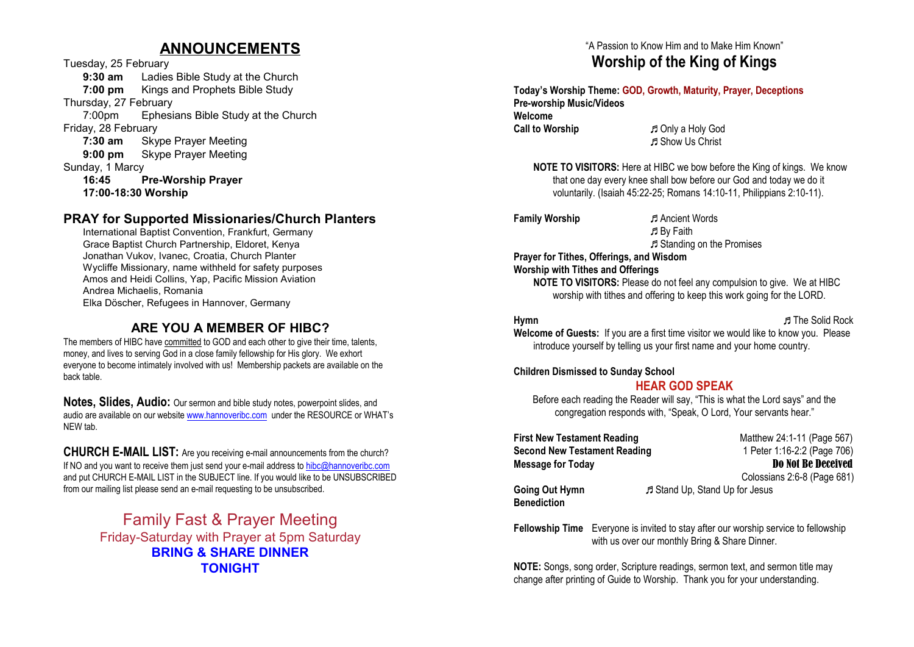## ANNOUNCEMENTS

Tuesday, 25 February

**9:30 am** Ladies Bible Study at the Church
**7:00 pm** Kings and Prophets Bible Study

Thursday, 27 February

7:00pm Ephesians Bible Study at the Church

Friday, 28 February

**7:30 am** Skype Prayer Meeting
**9:00 pm** Skype Prayer Meeting

Sunday, 1 Marcy

**16:45 Pre-Worship Prayer**
**17:00-18:30 Worship**

### PRAY for Supported Missionaries/Church Planters

International Baptist Convention, Frankfurt, Germany
Grace Baptist Church Partnership, Eldoret, Kenya
Jonathan Vukov, Ivanec, Croatia, Church Planter
Wycliffe Missionary, name withheld for safety purposes
Amos and Heidi Collins, Yap, Pacific Mission Aviation
Andrea Michaelis, Romania
Elka Döscher, Refugees in Hannover, Germany

### ARE YOU A MEMBER OF HIBC?

The members of HIBC have committed to GOD and each other to give their time, talents, money, and lives to serving God in a close family fellowship for His glory. We exhort everyone to become intimately involved with us! Membership packets are available on the back table.

**Notes, Slides, Audio:** Our sermon and bible study notes, powerpoint slides, and audio are available on our website www.hannoveribc.com under the RESOURCE or WHAT's NEW tab.

**CHURCH E-MAIL LIST:** Are you receiving e-mail announcements from the church? If NO and you want to receive them just send your e-mail address to hibc@hannoveribc.com and put CHURCH E-MAIL LIST in the SUBJECT line. If you would like to be UNSUBSCRIBED from our mailing list please send an e-mail requesting to be unsubscribed.

Family Fast & Prayer Meeting
Friday-Saturday with Prayer at 5pm Saturday
**BRING & SHARE DINNER**
**TONIGHT**

"A Passion to Know Him and to Make Him Known"

## Worship of the King of Kings

**Today's Worship Theme: GOD, Growth, Maturity, Prayer, Deceptions**
**Pre-worship Music/Videos**
**Welcome**
**Call to Worship** ♬ Only a Holy God
♬ Show Us Christ

**NOTE TO VISITORS:** Here at HIBC we bow before the King of kings. We know that one day every knee shall bow before our God and today we do it voluntarily. (Isaiah 45:22-25; Romans 14:10-11, Philippians 2:10-11).

**Family Worship** ♬ Ancient Words
♬ By Faith
♬ Standing on the Promises

**Prayer for Tithes, Offerings, and Wisdom**
**Worship with Tithes and Offerings**

**NOTE TO VISITORS:** Please do not feel any compulsion to give. We at HIBC worship with tithes and offering to keep this work going for the LORD.

**Hymn** ♬ The Solid Rock

**Welcome of Guests:** If you are a first time visitor we would like to know you. Please introduce yourself by telling us your first name and your home country.

**Children Dismissed to Sunday School**

### HEAR GOD SPEAK

Before each reading the Reader will say, "This is what the Lord says" and the congregation responds with, "Speak, O Lord, Your servants hear."

**First New Testament Reading** Matthew 24:1-11 (Page 567)
**Second New Testament Reading** 1 Peter 1:16-2:2 (Page 706)
**Message for Today** **Do Not Be Deceived**
Colossians 2:6-8 (Page 681)
**Going Out Hymn** ♬ Stand Up, Stand Up for Jesus
**Benediction**

**Fellowship Time** Everyone is invited to stay after our worship service to fellowship with us over our monthly Bring & Share Dinner.

**NOTE:** Songs, song order, Scripture readings, sermon text, and sermon title may change after printing of Guide to Worship. Thank you for your understanding.